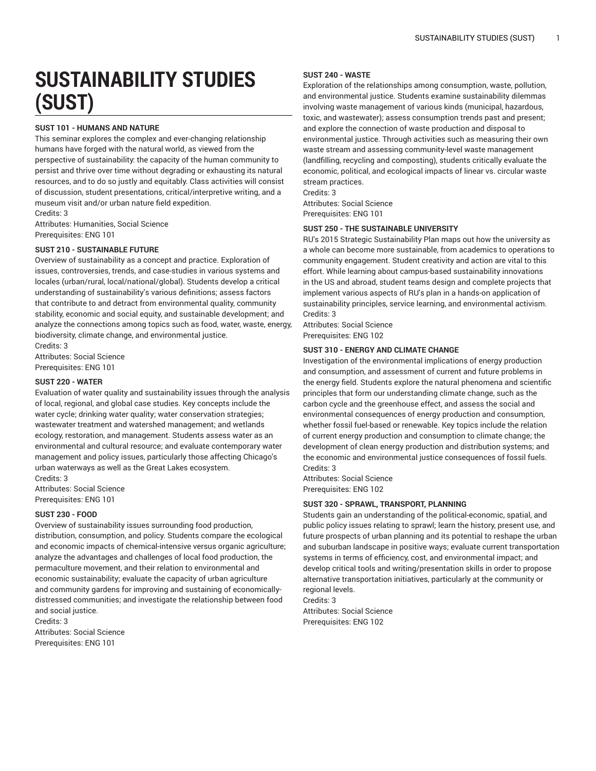# SUSTAINABILITY STUDIES (SUST)

**SUST 101 - HUMANS AND NATURE**

This seminar explores the complex and ever-changing relationship humans have forged with the natural world, as viewed from the perspective of sustainability: the capacity of the human community to persist and thrive over time without degrading or exhausting its natural resources, and to do so justly and equitably. Class activities will consist of discussion, student presentations, critical/interpretive writing, and a museum visit and/or urban nature field expedition.
Credits: 3
Attributes: Humanities, Social Science
Prerequisites: ENG 101

**SUST 210 - SUSTAINABLE FUTURE**

Overview of sustainability as a concept and practice. Exploration of issues, controversies, trends, and case-studies in various systems and locales (urban/rural, local/national/global). Students develop a critical understanding of sustainability's various definitions; assess factors that contribute to and detract from environmental quality, community stability, economic and social equity, and sustainable development; and analyze the connections among topics such as food, water, waste, energy, biodiversity, climate change, and environmental justice.
Credits: 3
Attributes: Social Science
Prerequisites: ENG 101

**SUST 220 - WATER**

Evaluation of water quality and sustainability issues through the analysis of local, regional, and global case studies. Key concepts include the water cycle; drinking water quality; water conservation strategies; wastewater treatment and watershed management; and wetlands ecology, restoration, and management. Students assess water as an environmental and cultural resource; and evaluate contemporary water management and policy issues, particularly those affecting Chicago's urban waterways as well as the Great Lakes ecosystem.
Credits: 3
Attributes: Social Science
Prerequisites: ENG 101

**SUST 230 - FOOD**

Overview of sustainability issues surrounding food production, distribution, consumption, and policy. Students compare the ecological and economic impacts of chemical-intensive versus organic agriculture; analyze the advantages and challenges of local food production, the permaculture movement, and their relation to environmental and economic sustainability; evaluate the capacity of urban agriculture and community gardens for improving and sustaining of economically-distressed communities; and investigate the relationship between food and social justice.
Credits: 3
Attributes: Social Science
Prerequisites: ENG 101

**SUST 240 - WASTE**

Exploration of the relationships among consumption, waste, pollution, and environmental justice. Students examine sustainability dilemmas involving waste management of various kinds (municipal, hazardous, toxic, and wastewater); assess consumption trends past and present; and explore the connection of waste production and disposal to environmental justice. Through activities such as measuring their own waste stream and assessing community-level waste management (landfilling, recycling and composting), students critically evaluate the economic, political, and ecological impacts of linear vs. circular waste stream practices.
Credits: 3
Attributes: Social Science
Prerequisites: ENG 101

**SUST 250 - THE SUSTAINABLE UNIVERSITY**

RU's 2015 Strategic Sustainability Plan maps out how the university as a whole can become more sustainable, from academics to operations to community engagement. Student creativity and action are vital to this effort. While learning about campus-based sustainability innovations in the US and abroad, student teams design and complete projects that implement various aspects of RU's plan in a hands-on application of sustainability principles, service learning, and environmental activism.
Credits: 3
Attributes: Social Science
Prerequisites: ENG 102

**SUST 310 - ENERGY AND CLIMATE CHANGE**

Investigation of the environmental implications of energy production and consumption, and assessment of current and future problems in the energy field. Students explore the natural phenomena and scientific principles that form our understanding climate change, such as the carbon cycle and the greenhouse effect, and assess the social and environmental consequences of energy production and consumption, whether fossil fuel-based or renewable. Key topics include the relation of current energy production and consumption to climate change; the development of clean energy production and distribution systems; and the economic and environmental justice consequences of fossil fuels.
Credits: 3
Attributes: Social Science
Prerequisites: ENG 102

**SUST 320 - SPRAWL, TRANSPORT, PLANNING**

Students gain an understanding of the political-economic, spatial, and public policy issues relating to sprawl; learn the history, present use, and future prospects of urban planning and its potential to reshape the urban and suburban landscape in positive ways; evaluate current transportation systems in terms of efficiency, cost, and environmental impact; and develop critical tools and writing/presentation skills in order to propose alternative transportation initiatives, particularly at the community or regional levels.
Credits: 3
Attributes: Social Science
Prerequisites: ENG 102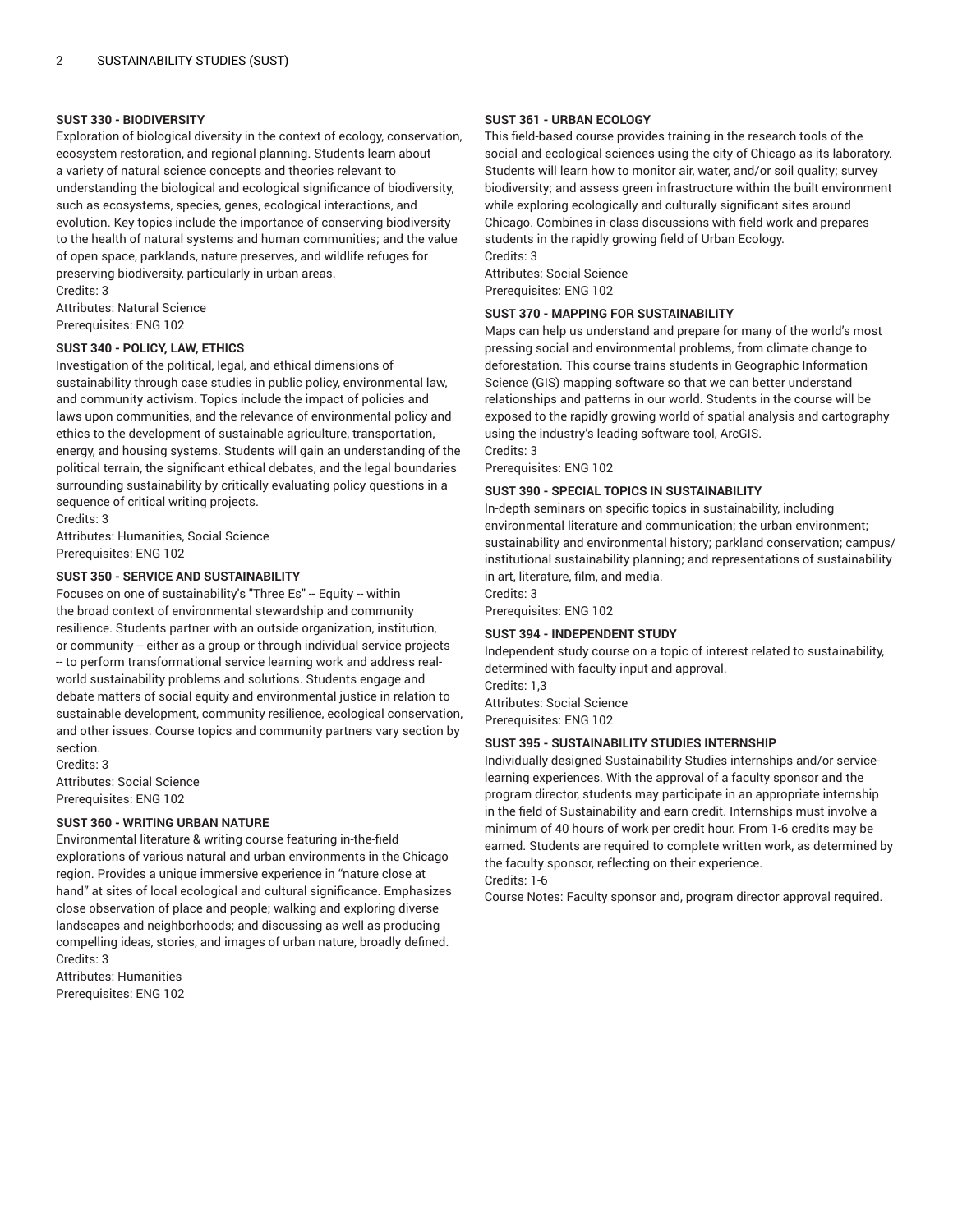#### SUST 330 - BIODIVERSITY

Exploration of biological diversity in the context of ecology, conservation, ecosystem restoration, and regional planning. Students learn about a variety of natural science concepts and theories relevant to understanding the biological and ecological significance of biodiversity, such as ecosystems, species, genes, ecological interactions, and evolution. Key topics include the importance of conserving biodiversity to the health of natural systems and human communities; and the value of open space, parklands, nature preserves, and wildlife refuges for preserving biodiversity, particularly in urban areas.

Credits: 3

Attributes: Natural Science

Prerequisites: ENG 102

#### SUST 340 - POLICY, LAW, ETHICS

Investigation of the political, legal, and ethical dimensions of sustainability through case studies in public policy, environmental law, and community activism. Topics include the impact of policies and laws upon communities, and the relevance of environmental policy and ethics to the development of sustainable agriculture, transportation, energy, and housing systems. Students will gain an understanding of the political terrain, the significant ethical debates, and the legal boundaries surrounding sustainability by critically evaluating policy questions in a sequence of critical writing projects.

Credits: 3

Attributes: Humanities, Social Science

Prerequisites: ENG 102

#### SUST 350 - SERVICE AND SUSTAINABILITY

Focuses on one of sustainability's "Three Es" -- Equity -- within the broad context of environmental stewardship and community resilience. Students partner with an outside organization, institution, or community -- either as a group or through individual service projects -- to perform transformational service learning work and address real-world sustainability problems and solutions. Students engage and debate matters of social equity and environmental justice in relation to sustainable development, community resilience, ecological conservation, and other issues. Course topics and community partners vary section by section.

Credits: 3

Attributes: Social Science

Prerequisites: ENG 102

#### SUST 360 - WRITING URBAN NATURE

Environmental literature & writing course featuring in-the-field explorations of various natural and urban environments in the Chicago region. Provides a unique immersive experience in "nature close at hand" at sites of local ecological and cultural significance. Emphasizes close observation of place and people; walking and exploring diverse landscapes and neighborhoods; and discussing as well as producing compelling ideas, stories, and images of urban nature, broadly defined.

Credits: 3

Attributes: Humanities

Prerequisites: ENG 102

#### SUST 361 - URBAN ECOLOGY

This field-based course provides training in the research tools of the social and ecological sciences using the city of Chicago as its laboratory. Students will learn how to monitor air, water, and/or soil quality; survey biodiversity; and assess green infrastructure within the built environment while exploring ecologically and culturally significant sites around Chicago. Combines in-class discussions with field work and prepares students in the rapidly growing field of Urban Ecology.

Credits: 3

Attributes: Social Science

Prerequisites: ENG 102

#### SUST 370 - MAPPING FOR SUSTAINABILITY

Maps can help us understand and prepare for many of the world's most pressing social and environmental problems, from climate change to deforestation. This course trains students in Geographic Information Science (GIS) mapping software so that we can better understand relationships and patterns in our world. Students in the course will be exposed to the rapidly growing world of spatial analysis and cartography using the industry's leading software tool, ArcGIS.

Credits: 3

Prerequisites: ENG 102

#### SUST 390 - SPECIAL TOPICS IN SUSTAINABILITY

In-depth seminars on specific topics in sustainability, including environmental literature and communication; the urban environment; sustainability and environmental history; parkland conservation; campus/institutional sustainability planning; and representations of sustainability in art, literature, film, and media.

Credits: 3

Prerequisites: ENG 102

#### SUST 394 - INDEPENDENT STUDY

Independent study course on a topic of interest related to sustainability, determined with faculty input and approval.

Credits: 1,3

Attributes: Social Science

Prerequisites: ENG 102

#### SUST 395 - SUSTAINABILITY STUDIES INTERNSHIP

Individually designed Sustainability Studies internships and/or service-learning experiences. With the approval of a faculty sponsor and the program director, students may participate in an appropriate internship in the field of Sustainability and earn credit. Internships must involve a minimum of 40 hours of work per credit hour. From 1-6 credits may be earned. Students are required to complete written work, as determined by the faculty sponsor, reflecting on their experience.

Credits: 1-6

Course Notes: Faculty sponsor and, program director approval required.